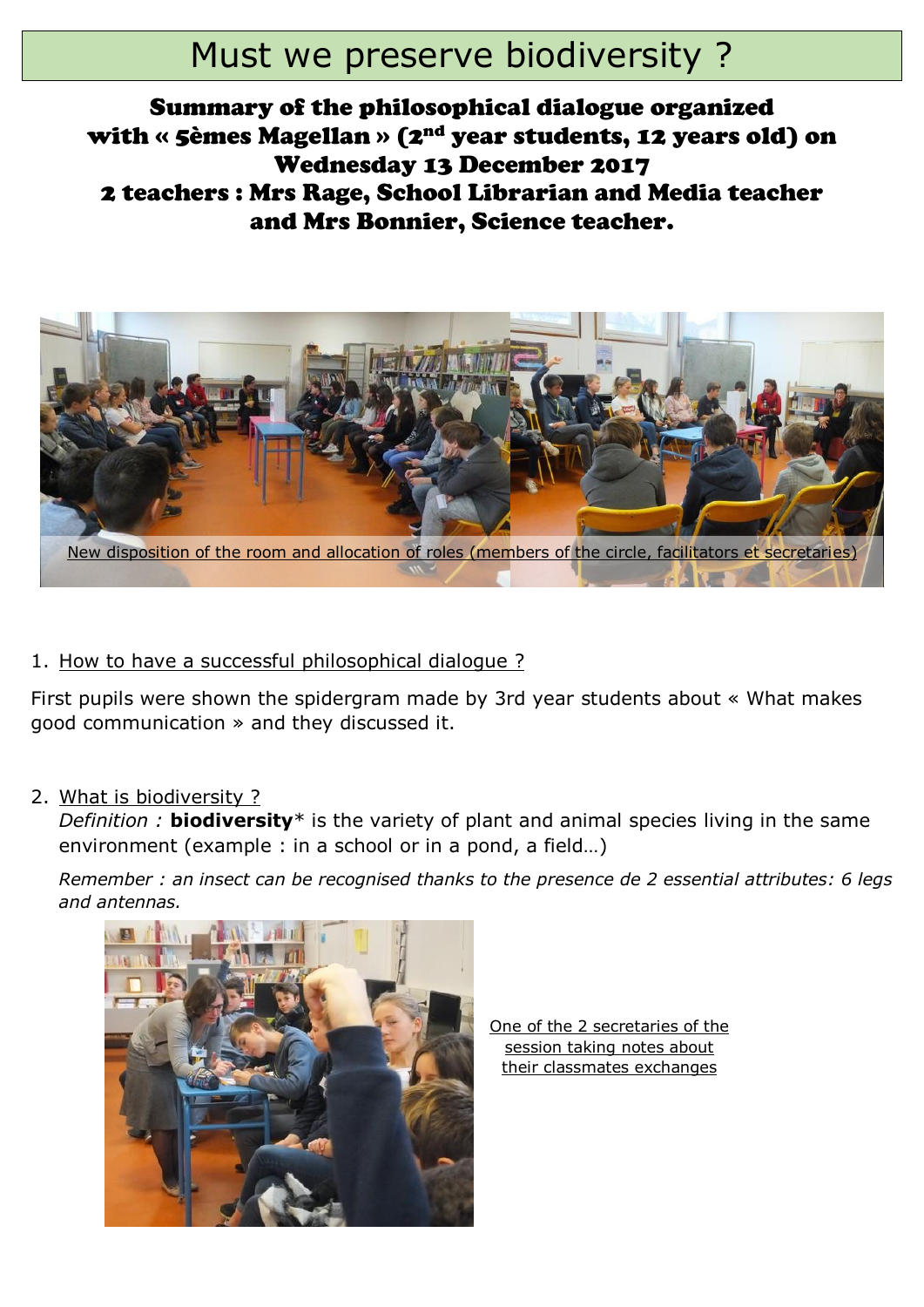# Must we preserve biodiversity ?

## Summary of the philosophical dialogue organized with « 5èmes Magellan » (2nd year students, 12 years old) on Wednesday 13 December 2017

## 2 teachers : Mrs Rage, School Librarian and Media teacher and Mrs Bonnier, Science teacher.

New disposition of the room and allocation of roles (members of the circle, facilitators et secretaries)

1. How to have a successful philosophical dialogue ?

First pupils were shown the spidergram made by 3rd year students about « What makes good communication » and they discussed it.

2. What is biodiversity ?

   *Definition :* **biodiversity**\* is the variety of plant and animal species living in the same environment (example : in a school or in a pond, a field…)

   *Remember : an insect can be recognised thanks to the presence de 2 essential attributes: 6 legs and antennas.*

One of the 2 secretaries of the session taking notes about their classmates exchanges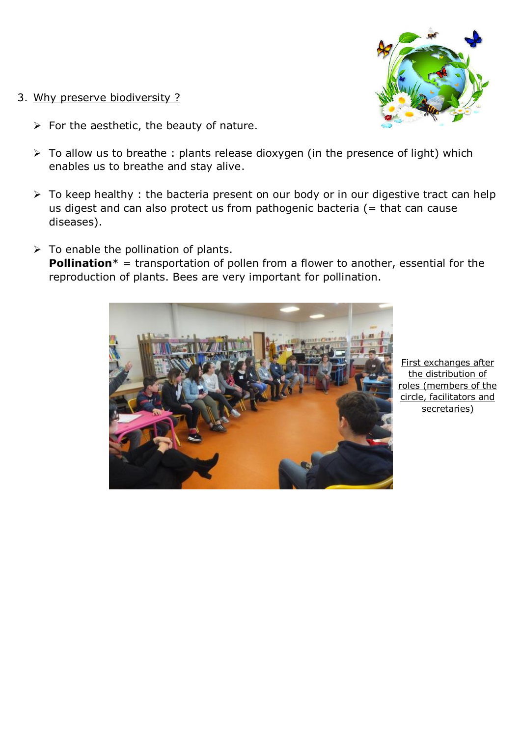3. Why preserve biodiversity ?

- For the aesthetic, the beauty of nature.
- To allow us to breathe : plants release dioxygen (in the presence of light) which enables us to breathe and stay alive.
- To keep healthy : the bacteria present on our body or in our digestive tract can help us digest and can also protect us from pathogenic bacteria (= that can cause diseases).
- To enable the pollination of plants.
  **Pollination*** = transportation of pollen from a flower to another, essential for the reproduction of plants. Bees are very important for pollination.

First exchanges after the distribution of roles (members of the circle, facilitators and secretaries)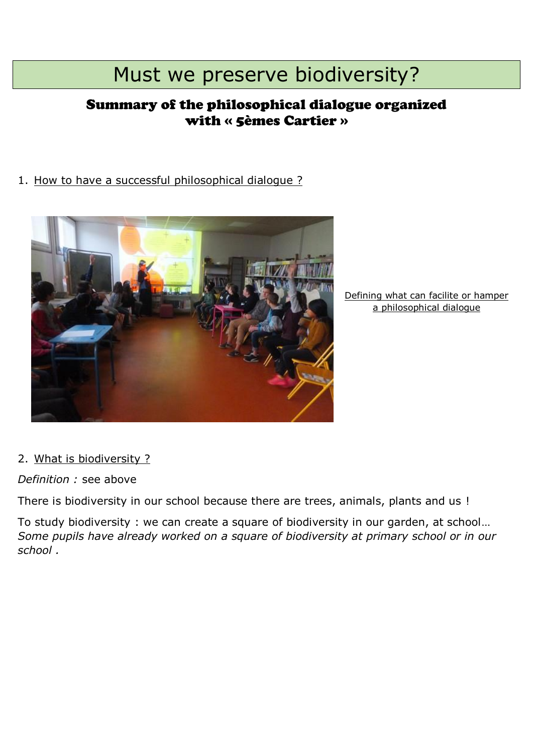# Must we preserve biodiversity?

## Summary of the philosophical dialogue organized with « 5èmes Cartier »

1. How to have a successful philosophical dialogue ?

Defining what can facilite or hamper a philosophical dialogue

2. What is biodiversity ?

*Definition :* see above

There is biodiversity in our school because there are trees, animals, plants and us !

To study biodiversity : we can create a square of biodiversity in our garden, at school… *Some pupils have already worked on a square of biodiversity at primary school or in our school .*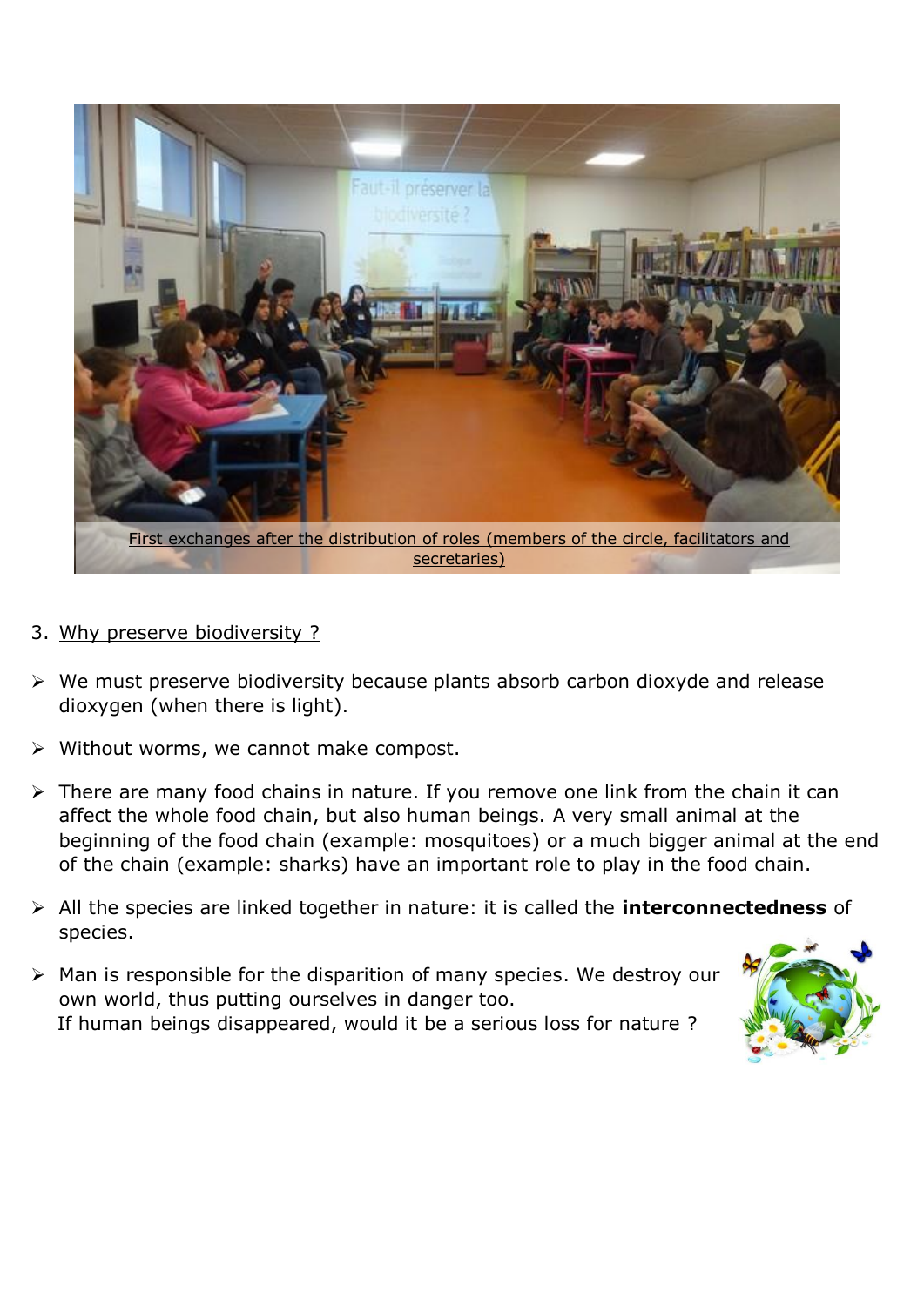First exchanges after the distribution of roles (members of the circle, facilitators and secretaries)

3. Why preserve biodiversity ?

- We must preserve biodiversity because plants absorb carbon dioxyde and release dioxygen (when there is light).
- Without worms, we cannot make compost.
- There are many food chains in nature. If you remove one link from the chain it can affect the whole food chain, but also human beings. A very small animal at the beginning of the food chain (example: mosquitoes) or a much bigger animal at the end of the chain (example: sharks) have an important role to play in the food chain.
- All the species are linked together in nature: it is called the **interconnectedness** of species.
- Man is responsible for the disparition of many species. We destroy our own world, thus putting ourselves in danger too.
  If human beings disappeared, would it be a serious loss for nature ?